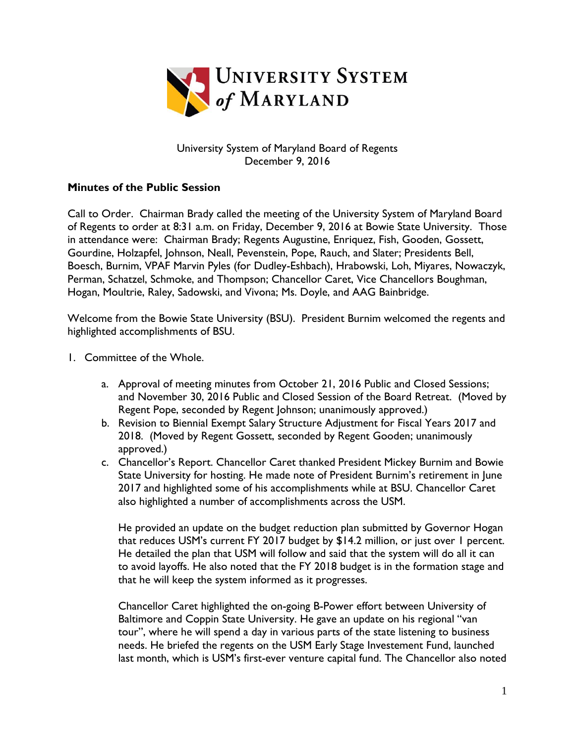University System of Maryland Board of Regents
December 9, 2016

**Minutes of the Public Session**

Call to Order. Chairman Brady called the meeting of the University System of Maryland Board of Regents to order at 8:31 a.m. on Friday, December 9, 2016 at Bowie State University. Those in attendance were: Chairman Brady; Regents Augustine, Enriquez, Fish, Gooden, Gossett, Gourdine, Holzapfel, Johnson, Neall, Pevenstein, Pope, Rauch, and Slater; Presidents Bell, Boesch, Burnim, VPAF Marvin Pyles (for Dudley-Eshbach), Hrabowski, Loh, Miyares, Nowaczyk, Perman, Schatzel, Schmoke, and Thompson; Chancellor Caret, Vice Chancellors Boughman, Hogan, Moultrie, Raley, Sadowski, and Vivona; Ms. Doyle, and AAG Bainbridge.

Welcome from the Bowie State University (BSU). President Burnim welcomed the regents and highlighted accomplishments of BSU.

1. Committee of the Whole.

   a. Approval of meeting minutes from October 21, 2016 Public and Closed Sessions; and November 30, 2016 Public and Closed Session of the Board Retreat. (Moved by Regent Pope, seconded by Regent Johnson; unanimously approved.)
   b. Revision to Biennial Exempt Salary Structure Adjustment for Fiscal Years 2017 and 2018. (Moved by Regent Gossett, seconded by Regent Gooden; unanimously approved.)
   c. Chancellor's Report. Chancellor Caret thanked President Mickey Burnim and Bowie State University for hosting. He made note of President Burnim's retirement in June 2017 and highlighted some of his accomplishments while at BSU. Chancellor Caret also highlighted a number of accomplishments across the USM.

      He provided an update on the budget reduction plan submitted by Governor Hogan that reduces USM's current FY 2017 budget by $14.2 million, or just over 1 percent. He detailed the plan that USM will follow and said that the system will do all it can to avoid layoffs. He also noted that the FY 2018 budget is in the formation stage and that he will keep the system informed as it progresses.

      Chancellor Caret highlighted the on-going B-Power effort between University of Baltimore and Coppin State University. He gave an update on his regional "van tour", where he will spend a day in various parts of the state listening to business needs. He briefed the regents on the USM Early Stage Investement Fund, launched last month, which is USM's first-ever venture capital fund. The Chancellor also noted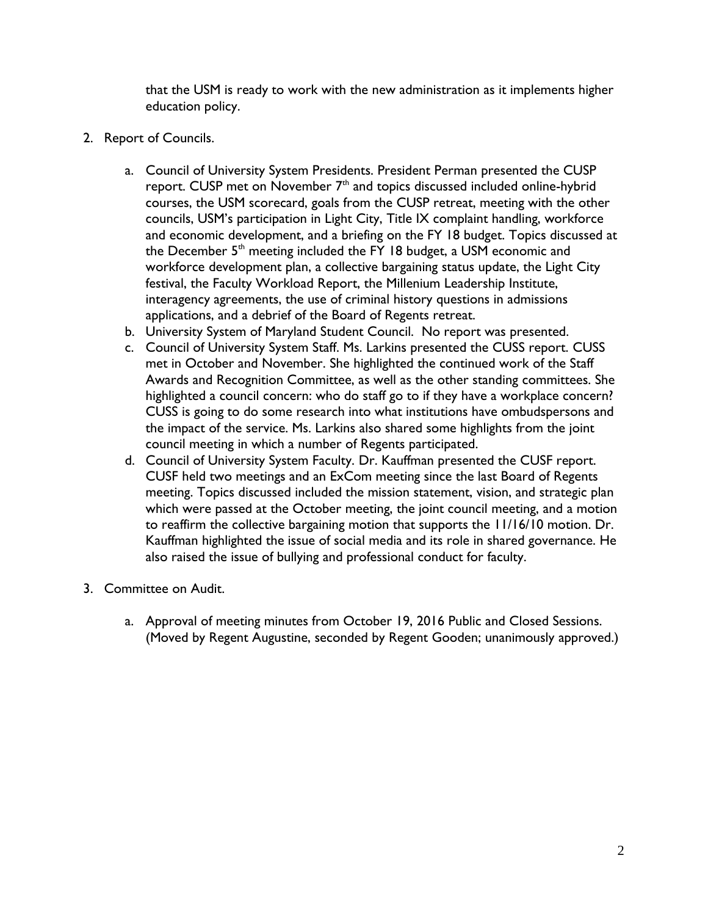that the USM is ready to work with the new administration as it implements higher education policy.

2. Report of Councils.

   a. Council of University System Presidents. President Perman presented the CUSP report. CUSP met on November 7th and topics discussed included online-hybrid courses, the USM scorecard, goals from the CUSP retreat, meeting with the other councils, USM's participation in Light City, Title IX complaint handling, workforce and economic development, and a briefing on the FY 18 budget. Topics discussed at the December 5th meeting included the FY 18 budget, a USM economic and workforce development plan, a collective bargaining status update, the Light City festival, the Faculty Workload Report, the Millenium Leadership Institute, interagency agreements, the use of criminal history questions in admissions applications, and a debrief of the Board of Regents retreat.
   b. University System of Maryland Student Council. No report was presented.
   c. Council of University System Staff. Ms. Larkins presented the CUSS report. CUSS met in October and November. She highlighted the continued work of the Staff Awards and Recognition Committee, as well as the other standing committees. She highlighted a council concern: who do staff go to if they have a workplace concern? CUSS is going to do some research into what institutions have ombudspersons and the impact of the service. Ms. Larkins also shared some highlights from the joint council meeting in which a number of Regents participated.
   d. Council of University System Faculty. Dr. Kauffman presented the CUSF report. CUSF held two meetings and an ExCom meeting since the last Board of Regents meeting. Topics discussed included the mission statement, vision, and strategic plan which were passed at the October meeting, the joint council meeting, and a motion to reaffirm the collective bargaining motion that supports the 11/16/10 motion. Dr. Kauffman highlighted the issue of social media and its role in shared governance. He also raised the issue of bullying and professional conduct for faculty.

3. Committee on Audit.

   a. Approval of meeting minutes from October 19, 2016 Public and Closed Sessions. (Moved by Regent Augustine, seconded by Regent Gooden; unanimously approved.)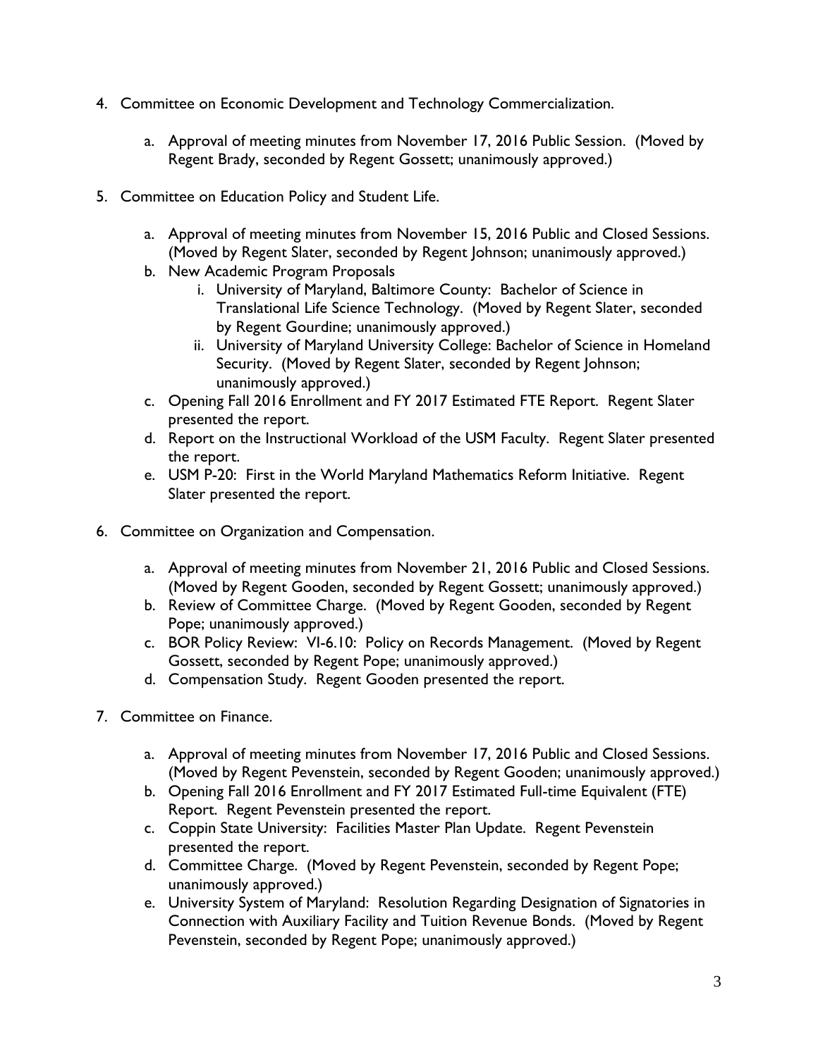4. Committee on Economic Development and Technology Commercialization.

    a. Approval of meeting minutes from November 17, 2016 Public Session. (Moved by Regent Brady, seconded by Regent Gossett; unanimously approved.)

5. Committee on Education Policy and Student Life.

    a. Approval of meeting minutes from November 15, 2016 Public and Closed Sessions. (Moved by Regent Slater, seconded by Regent Johnson; unanimously approved.)
    b. New Academic Program Proposals
        i. University of Maryland, Baltimore County: Bachelor of Science in Translational Life Science Technology. (Moved by Regent Slater, seconded by Regent Gourdine; unanimously approved.)
        ii. University of Maryland University College: Bachelor of Science in Homeland Security. (Moved by Regent Slater, seconded by Regent Johnson; unanimously approved.)
    c. Opening Fall 2016 Enrollment and FY 2017 Estimated FTE Report. Regent Slater presented the report.
    d. Report on the Instructional Workload of the USM Faculty. Regent Slater presented the report.
    e. USM P-20: First in the World Maryland Mathematics Reform Initiative. Regent Slater presented the report.

6. Committee on Organization and Compensation.

    a. Approval of meeting minutes from November 21, 2016 Public and Closed Sessions. (Moved by Regent Gooden, seconded by Regent Gossett; unanimously approved.)
    b. Review of Committee Charge. (Moved by Regent Gooden, seconded by Regent Pope; unanimously approved.)
    c. BOR Policy Review: VI-6.10: Policy on Records Management. (Moved by Regent Gossett, seconded by Regent Pope; unanimously approved.)
    d. Compensation Study. Regent Gooden presented the report.

7. Committee on Finance.

    a. Approval of meeting minutes from November 17, 2016 Public and Closed Sessions. (Moved by Regent Pevenstein, seconded by Regent Gooden; unanimously approved.)
    b. Opening Fall 2016 Enrollment and FY 2017 Estimated Full-time Equivalent (FTE) Report. Regent Pevenstein presented the report.
    c. Coppin State University: Facilities Master Plan Update. Regent Pevenstein presented the report.
    d. Committee Charge. (Moved by Regent Pevenstein, seconded by Regent Pope; unanimously approved.)
    e. University System of Maryland: Resolution Regarding Designation of Signatories in Connection with Auxiliary Facility and Tuition Revenue Bonds. (Moved by Regent Pevenstein, seconded by Regent Pope; unanimously approved.)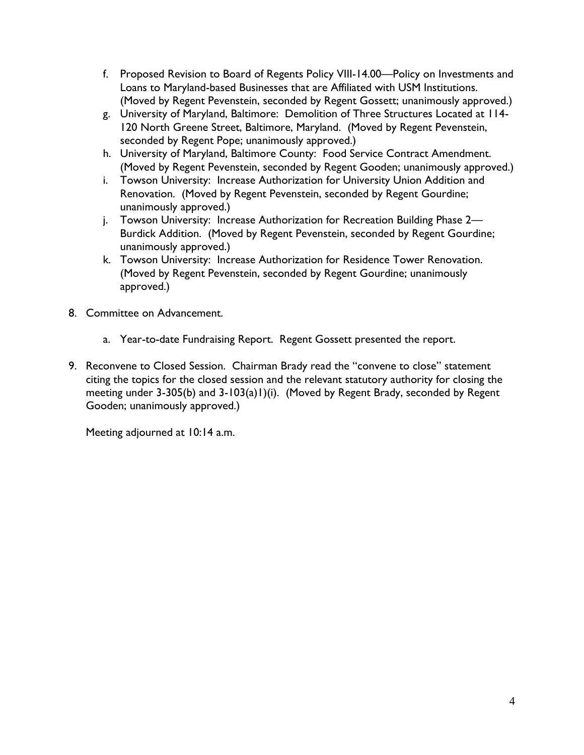f. Proposed Revision to Board of Regents Policy VIII-14.00—Policy on Investments and Loans to Maryland-based Businesses that are Affiliated with USM Institutions. (Moved by Regent Pevenstein, seconded by Regent Gossett; unanimously approved.)
g. University of Maryland, Baltimore: Demolition of Three Structures Located at 114-120 North Greene Street, Baltimore, Maryland. (Moved by Regent Pevenstein, seconded by Regent Pope; unanimously approved.)
h. University of Maryland, Baltimore County: Food Service Contract Amendment. (Moved by Regent Pevenstein, seconded by Regent Gooden; unanimously approved.)
i. Towson University: Increase Authorization for University Union Addition and Renovation. (Moved by Regent Pevenstein, seconded by Regent Gourdine; unanimously approved.)
j. Towson University: Increase Authorization for Recreation Building Phase 2—Burdick Addition. (Moved by Regent Pevenstein, seconded by Regent Gourdine; unanimously approved.)
k. Towson University: Increase Authorization for Residence Tower Renovation. (Moved by Regent Pevenstein, seconded by Regent Gourdine; unanimously approved.)

8. Committee on Advancement.

   a. Year-to-date Fundraising Report. Regent Gossett presented the report.

9. Reconvene to Closed Session. Chairman Brady read the "convene to close" statement citing the topics for the closed session and the relevant statutory authority for closing the meeting under 3-305(b) and 3-103(a)1)(i). (Moved by Regent Brady, seconded by Regent Gooden; unanimously approved.)

   Meeting adjourned at 10:14 a.m.